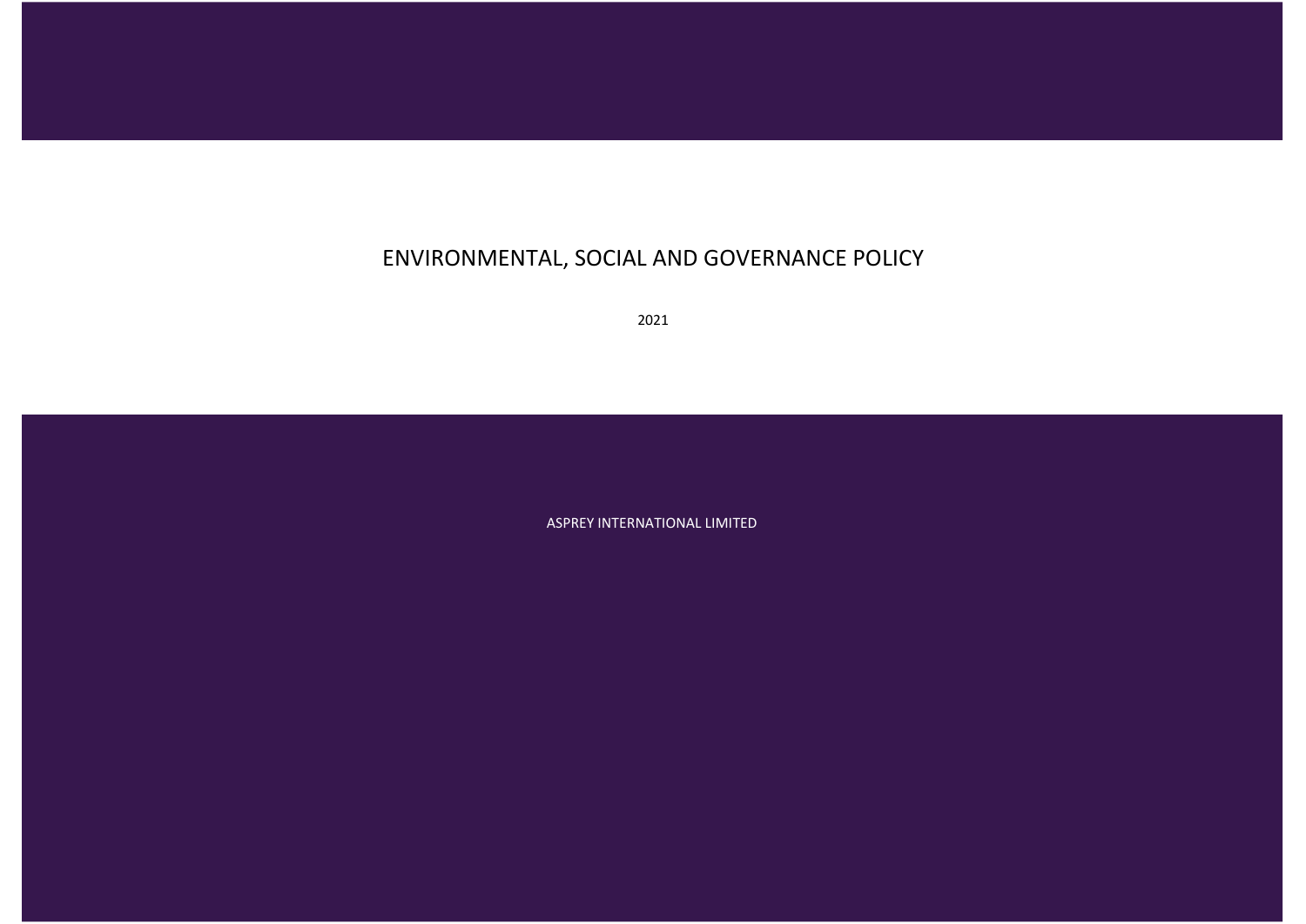# ENVIRONMENTAL, SOCIAL AND GOVERNANCE POLICY

2021

ASPREY INTERNATIONAL LIMITED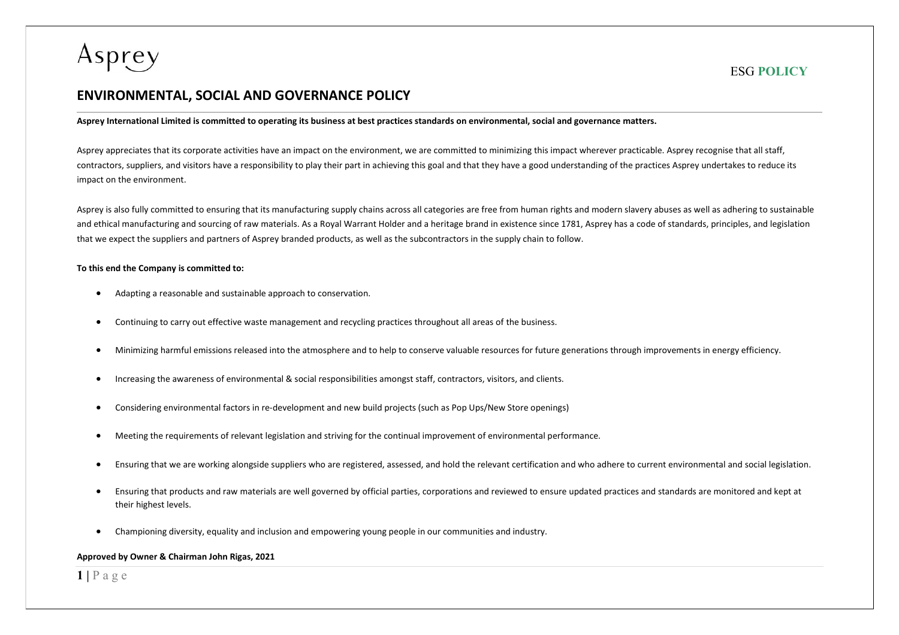Asprey

ESG **POLICY**

## ENVIRONMENTAL, SOCIAL AND GOVERNANCE POLICY

**Asprey International Limited is committed to operating its business at best practices standards on environmental, social and governance matters.**

Asprey appreciates that its corporate activities have an impact on the environment, we are committed to minimizing this impact wherever practicable. Asprey recognise that all staff, contractors, suppliers, and visitors have a responsibility to play their part in achieving this goal and that they have a good understanding of the practices Asprey undertakes to reduce its impact on the environment.

Asprey is also fully committed to ensuring that its manufacturing supply chains across all categories are free from human rights and modern slavery abuses as well as adhering to sustainable and ethical manufacturing and sourcing of raw materials. As a Royal Warrant Holder and a heritage brand in existence since 1781, Asprey has a code of standards, principles, and legislation that we expect the suppliers and partners of Asprey branded products, as well as the subcontractors in the supply chain to follow.

**To this end the Company is committed to:**

- Adapting a reasonable and sustainable approach to conservation.
- Continuing to carry out effective waste management and recycling practices throughout all areas of the business.
- Minimizing harmful emissions released into the atmosphere and to help to conserve valuable resources for future generations through improvements in energy efficiency.
- Increasing the awareness of environmental & social responsibilities amongst staff, contractors, visitors, and clients.
- Considering environmental factors in re-development and new build projects (such as Pop Ups/New Store openings)
- Meeting the requirements of relevant legislation and striving for the continual improvement of environmental performance.
- Ensuring that we are working alongside suppliers who are registered, assessed, and hold the relevant certification and who adhere to current environmental and social legislation.
- Ensuring that products and raw materials are well governed by official parties, corporations and reviewed to ensure updated practices and standards are monitored and kept at their highest levels.
- Championing diversity, equality and inclusion and empowering young people in our communities and industry.

**Approved by Owner & Chairman John Rigas, 2021**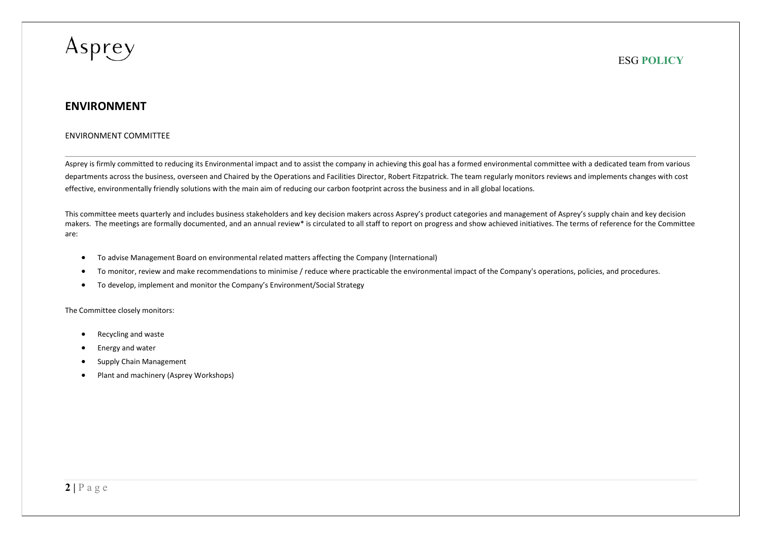## ENVIRONMENT

### ENVIRONMENT COMMITTEE

Asprey is firmly committed to reducing its Environmental impact and to assist the company in achieving this goal has a formed environmental committee with a dedicated team from various departments across the business, overseen and Chaired by the Operations and Facilities Director, Robert Fitzpatrick. The team regularly monitors reviews and implements changes with cost effective, environmentally friendly solutions with the main aim of reducing our carbon footprint across the business and in all global locations.

This committee meets quarterly and includes business stakeholders and key decision makers across Asprey's product categories and management of Asprey's supply chain and key decision makers. The meetings are formally documented, and an annual review* is circulated to all staff to report on progress and show achieved initiatives. The terms of reference for the Committee are:

- To advise Management Board on environmental related matters affecting the Company (International)
- To monitor, review and make recommendations to minimise / reduce where practicable the environmental impact of the Company's operations, policies, and procedures.
- To develop, implement and monitor the Company's Environment/Social Strategy

The Committee closely monitors:

- Recycling and waste
- Energy and water
- Supply Chain Management
- Plant and machinery (Asprey Workshops)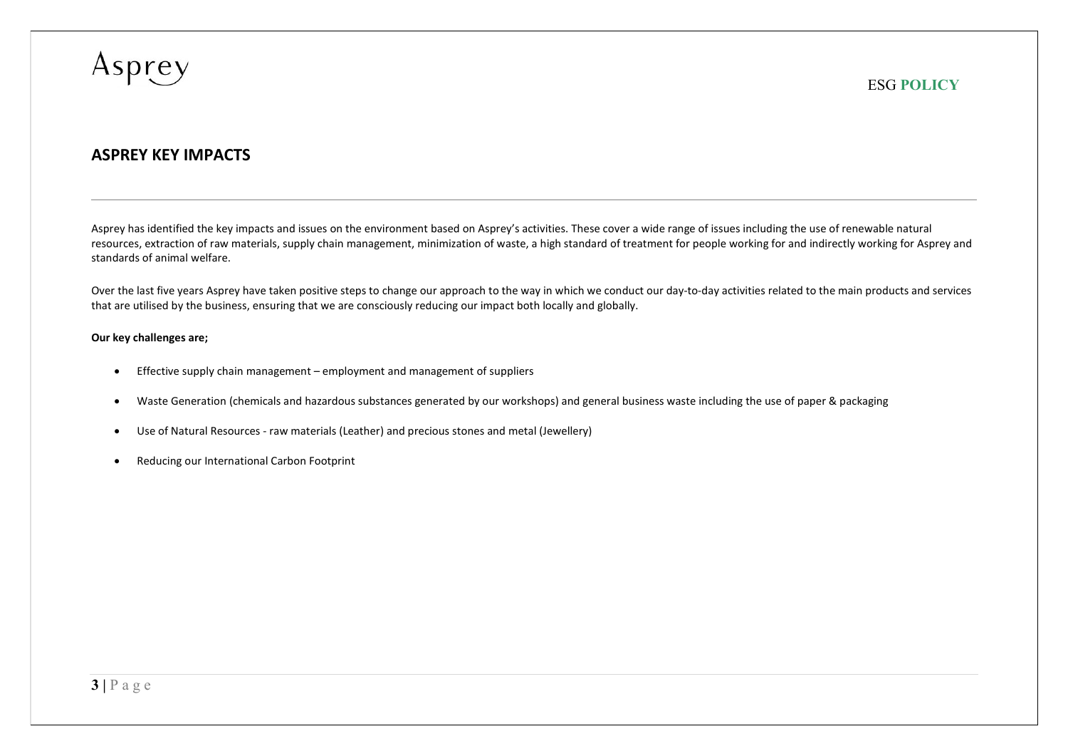## ASPREY KEY IMPACTS

Asprey has identified the key impacts and issues on the environment based on Asprey's activities. These cover a wide range of issues including the use of renewable natural resources, extraction of raw materials, supply chain management, minimization of waste, a high standard of treatment for people working for and indirectly working for Asprey and standards of animal welfare.

Over the last five years Asprey have taken positive steps to change our approach to the way in which we conduct our day-to-day activities related to the main products and services that are utilised by the business, ensuring that we are consciously reducing our impact both locally and globally.

**Our key challenges are;**

- Effective supply chain management – employment and management of suppliers
- Waste Generation (chemicals and hazardous substances generated by our workshops) and general business waste including the use of paper & packaging
- Use of Natural Resources - raw materials (Leather) and precious stones and metal (Jewellery)
- Reducing our International Carbon Footprint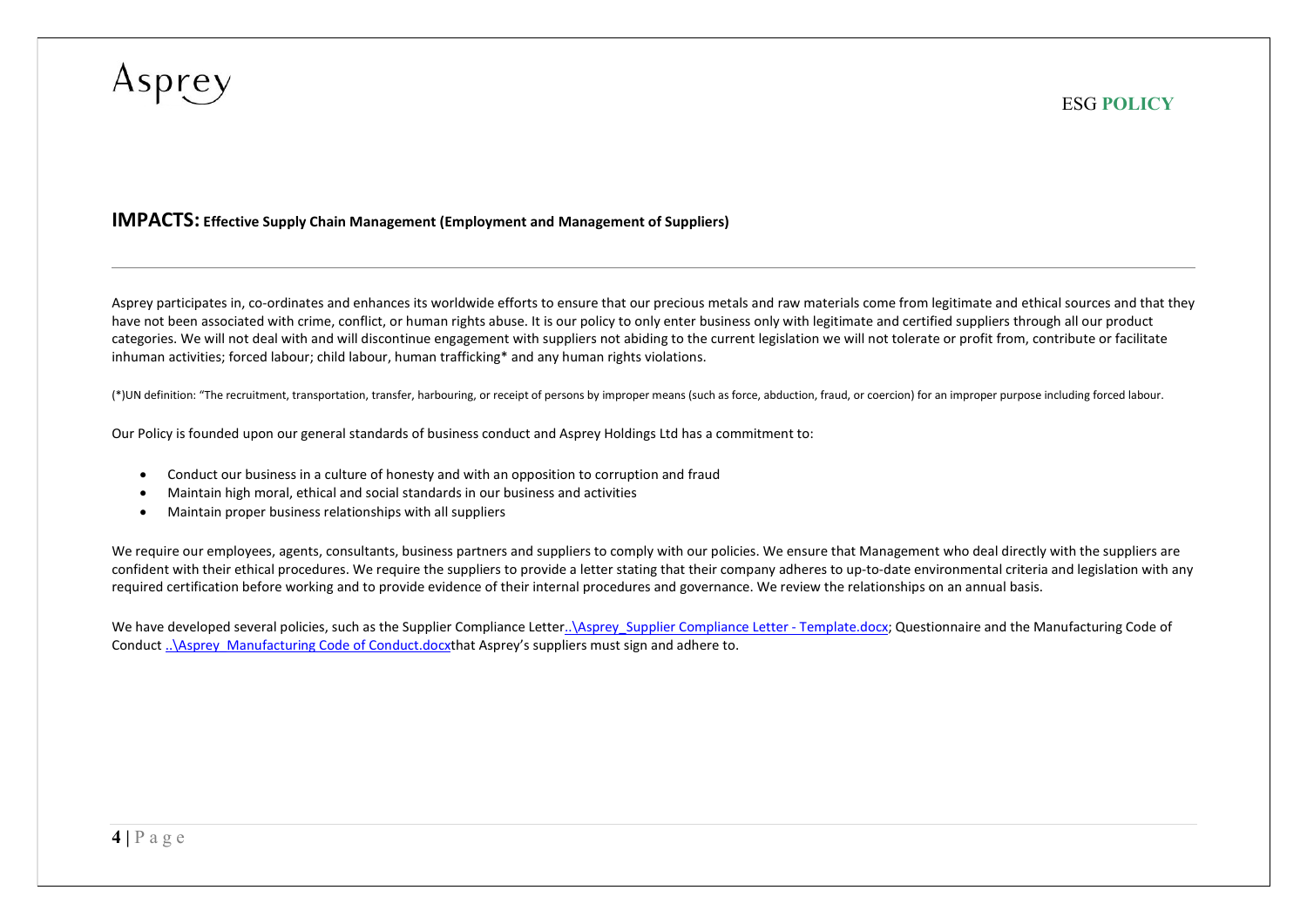## IMPACTS: Effective Supply Chain Management (Employment and Management of Suppliers)

---

Asprey participates in, co-ordinates and enhances its worldwide efforts to ensure that our precious metals and raw materials come from legitimate and ethical sources and that they have not been associated with crime, conflict, or human rights abuse. It is our policy to only enter business only with legitimate and certified suppliers through all our product categories. We will not deal with and will discontinue engagement with suppliers not abiding to the current legislation we will not tolerate or profit from, contribute or facilitate inhuman activities; forced labour; child labour, human trafficking* and any human rights violations.

(*)UN definition: "The recruitment, transportation, transfer, harbouring, or receipt of persons by improper means (such as force, abduction, fraud, or coercion) for an improper purpose including forced labour.

Our Policy is founded upon our general standards of business conduct and Asprey Holdings Ltd has a commitment to:

- Conduct our business in a culture of honesty and with an opposition to corruption and fraud
- Maintain high moral, ethical and social standards in our business and activities
- Maintain proper business relationships with all suppliers

We require our employees, agents, consultants, business partners and suppliers to comply with our policies. We ensure that Management who deal directly with the suppliers are confident with their ethical procedures. We require the suppliers to provide a letter stating that their company adheres to up-to-date environmental criteria and legislation with any required certification before working and to provide evidence of their internal procedures and governance. We review the relationships on an annual basis.

We have developed several policies, such as the Supplier Compliance Letter..\Asprey_Supplier Compliance Letter - Template.docx; Questionnaire and the Manufacturing Code of Conduct ..\Asprey_Manufacturing Code of Conduct.docxthat Asprey's suppliers must sign and adhere to.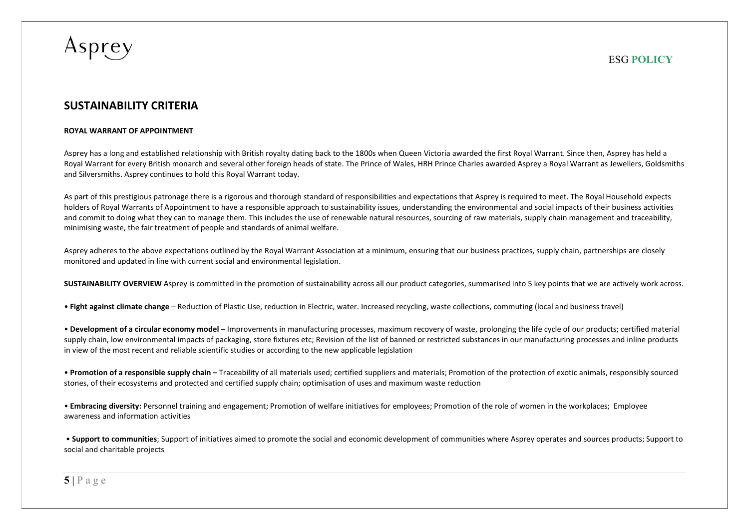## SUSTAINABILITY CRITERIA

**ROYAL WARRANT OF APPOINTMENT**

Asprey has a long and established relationship with British royalty dating back to the 1800s when Queen Victoria awarded the first Royal Warrant. Since then, Asprey has held a Royal Warrant for every British monarch and several other foreign heads of state. The Prince of Wales, HRH Prince Charles awarded Asprey a Royal Warrant as Jewellers, Goldsmiths and Silversmiths. Asprey continues to hold this Royal Warrant today.

As part of this prestigious patronage there is a rigorous and thorough standard of responsibilities and expectations that Asprey is required to meet. The Royal Household expects holders of Royal Warrants of Appointment to have a responsible approach to sustainability issues, understanding the environmental and social impacts of their business activities and commit to doing what they can to manage them. This includes the use of renewable natural resources, sourcing of raw materials, supply chain management and traceability, minimising waste, the fair treatment of people and standards of animal welfare.

Asprey adheres to the above expectations outlined by the Royal Warrant Association at a minimum, ensuring that our business practices, supply chain, partnerships are closely monitored and updated in line with current social and environmental legislation.

**SUSTAINABILITY OVERVIEW** Asprey is committed in the promotion of sustainability across all our product categories, summarised into 5 key points that we are actively work across.

- **Fight against climate change** – Reduction of Plastic Use, reduction in Electric, water. Increased recycling, waste collections, commuting (local and business travel)

- **Development of a circular economy model** – Improvements in manufacturing processes, maximum recovery of waste, prolonging the life cycle of our products; certified material supply chain, low environmental impacts of packaging, store fixtures etc; Revision of the list of banned or restricted substances in our manufacturing processes and inline products in view of the most recent and reliable scientific studies or according to the new applicable legislation

- **Promotion of a responsible supply chain –** Traceability of all materials used; certified suppliers and materials; Promotion of the protection of exotic animals, responsibly sourced stones, of their ecosystems and protected and certified supply chain; optimisation of uses and maximum waste reduction

- **Embracing diversity:** Personnel training and engagement; Promotion of welfare initiatives for employees; Promotion of the role of women in the workplaces; Employee awareness and information activities

- **Support to communities**; Support of initiatives aimed to promote the social and economic development of communities where Asprey operates and sources products; Support to social and charitable projects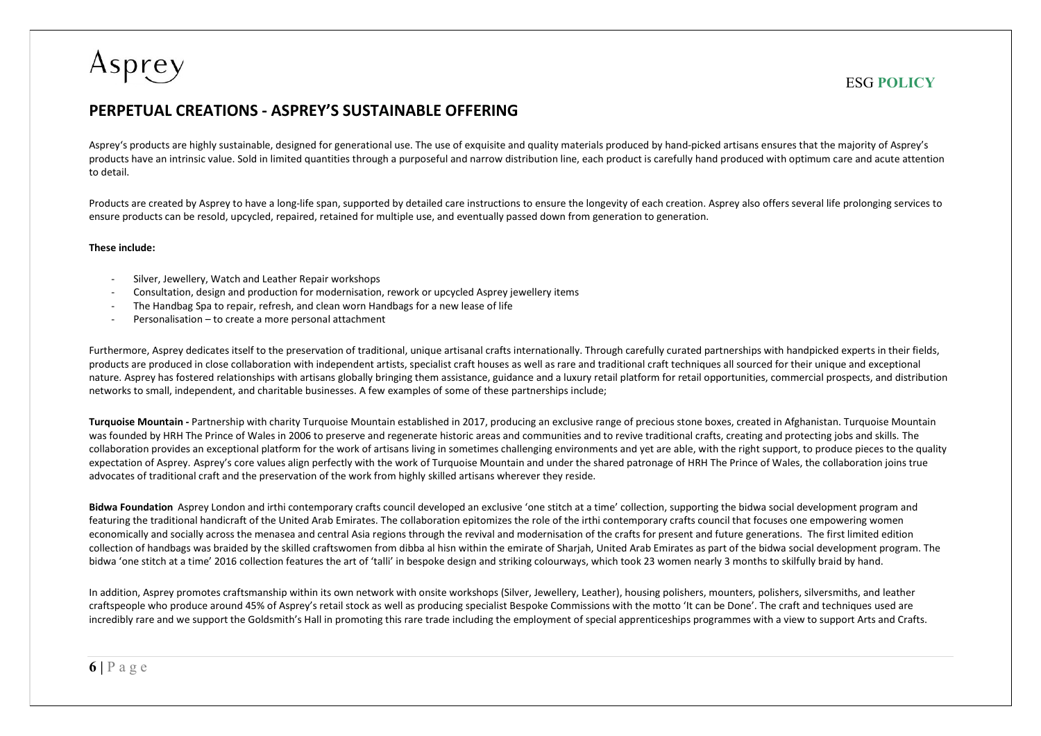## PERPETUAL CREATIONS - ASPREY'S SUSTAINABLE OFFERING

Asprey's products are highly sustainable, designed for generational use. The use of exquisite and quality materials produced by hand-picked artisans ensures that the majority of Asprey's products have an intrinsic value. Sold in limited quantities through a purposeful and narrow distribution line, each product is carefully hand produced with optimum care and acute attention to detail.

Products are created by Asprey to have a long-life span, supported by detailed care instructions to ensure the longevity of each creation. Asprey also offers several life prolonging services to ensure products can be resold, upcycled, repaired, retained for multiple use, and eventually passed down from generation to generation.

**These include:**

- Silver, Jewellery, Watch and Leather Repair workshops
- Consultation, design and production for modernisation, rework or upcycled Asprey jewellery items
- The Handbag Spa to repair, refresh, and clean worn Handbags for a new lease of life
- Personalisation – to create a more personal attachment

Furthermore, Asprey dedicates itself to the preservation of traditional, unique artisanal crafts internationally. Through carefully curated partnerships with handpicked experts in their fields, products are produced in close collaboration with independent artists, specialist craft houses as well as rare and traditional craft techniques all sourced for their unique and exceptional nature. Asprey has fostered relationships with artisans globally bringing them assistance, guidance and a luxury retail platform for retail opportunities, commercial prospects, and distribution networks to small, independent, and charitable businesses. A few examples of some of these partnerships include;

**Turquoise Mountain -** Partnership with charity Turquoise Mountain established in 2017, producing an exclusive range of precious stone boxes, created in Afghanistan. Turquoise Mountain was founded by HRH The Prince of Wales in 2006 to preserve and regenerate historic areas and communities and to revive traditional crafts, creating and protecting jobs and skills. The collaboration provides an exceptional platform for the work of artisans living in sometimes challenging environments and yet are able, with the right support, to produce pieces to the quality expectation of Asprey. Asprey's core values align perfectly with the work of Turquoise Mountain and under the shared patronage of HRH The Prince of Wales, the collaboration joins true advocates of traditional craft and the preservation of the work from highly skilled artisans wherever they reside.

**Bidwa Foundation** Asprey London and irthi contemporary crafts council developed an exclusive 'one stitch at a time' collection, supporting the bidwa social development program and featuring the traditional handicraft of the United Arab Emirates. The collaboration epitomizes the role of the irthi contemporary crafts council that focuses one empowering women economically and socially across the menasea and central Asia regions through the revival and modernisation of the crafts for present and future generations. The first limited edition collection of handbags was braided by the skilled craftswomen from dibba al hisn within the emirate of Sharjah, United Arab Emirates as part of the bidwa social development program. The bidwa 'one stitch at a time' 2016 collection features the art of 'talli' in bespoke design and striking colourways, which took 23 women nearly 3 months to skilfully braid by hand.

In addition, Asprey promotes craftsmanship within its own network with onsite workshops (Silver, Jewellery, Leather), housing polishers, mounters, polishers, silversmiths, and leather craftspeople who produce around 45% of Asprey's retail stock as well as producing specialist Bespoke Commissions with the motto 'It can be Done'. The craft and techniques used are incredibly rare and we support the Goldsmith's Hall in promoting this rare trade including the employment of special apprenticeships programmes with a view to support Arts and Crafts.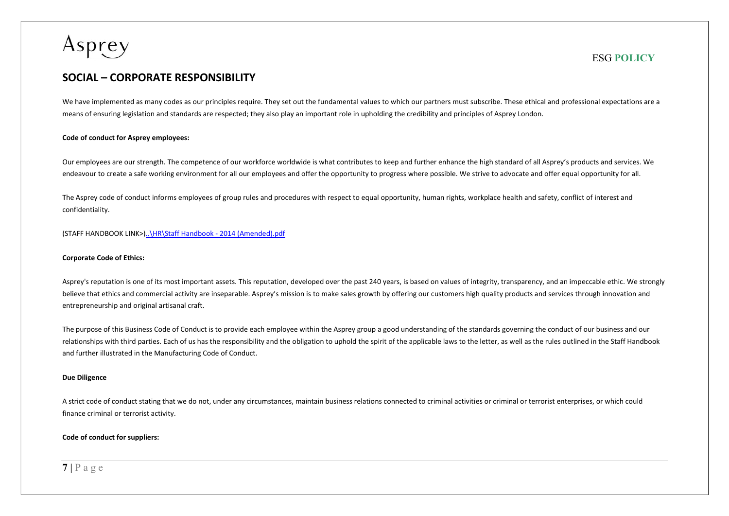## SOCIAL – CORPORATE RESPONSIBILITY

We have implemented as many codes as our principles require. They set out the fundamental values to which our partners must subscribe. These ethical and professional expectations are a means of ensuring legislation and standards are respected; they also play an important role in upholding the credibility and principles of Asprey London.

**Code of conduct for Asprey employees:**

Our employees are our strength. The competence of our workforce worldwide is what contributes to keep and further enhance the high standard of all Asprey's products and services. We endeavour to create a safe working environment for all our employees and offer the opportunity to progress where possible. We strive to advocate and offer equal opportunity for all.

The Asprey code of conduct informs employees of group rules and procedures with respect to equal opportunity, human rights, workplace health and safety, conflict of interest and confidentiality.

(STAFF HANDBOOK LINK>)..\HR\Staff Handbook - 2014 (Amended).pdf

**Corporate Code of Ethics:**

Asprey's reputation is one of its most important assets. This reputation, developed over the past 240 years, is based on values of integrity, transparency, and an impeccable ethic. We strongly believe that ethics and commercial activity are inseparable. Asprey's mission is to make sales growth by offering our customers high quality products and services through innovation and entrepreneurship and original artisanal craft.

The purpose of this Business Code of Conduct is to provide each employee within the Asprey group a good understanding of the standards governing the conduct of our business and our relationships with third parties. Each of us has the responsibility and the obligation to uphold the spirit of the applicable laws to the letter, as well as the rules outlined in the Staff Handbook and further illustrated in the Manufacturing Code of Conduct.

**Due Diligence**

A strict code of conduct stating that we do not, under any circumstances, maintain business relations connected to criminal activities or criminal or terrorist enterprises, or which could finance criminal or terrorist activity.

**Code of conduct for suppliers:**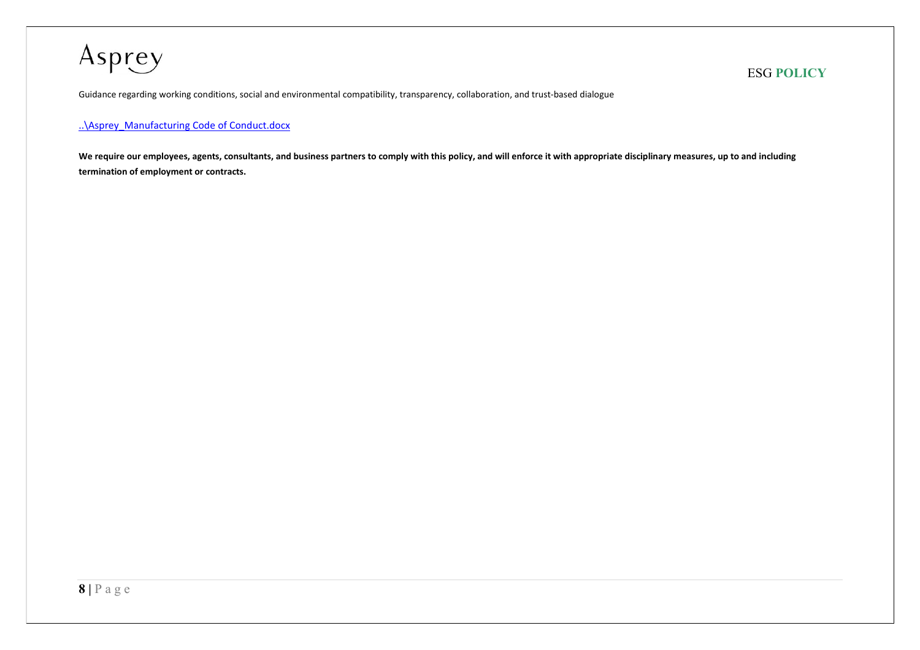Guidance regarding working conditions, social and environmental compatibility, transparency, collaboration, and trust-based dialogue

..\Asprey_Manufacturing Code of Conduct.docx

**We require our employees, agents, consultants, and business partners to comply with this policy, and will enforce it with appropriate disciplinary measures, up to and including termination of employment or contracts.**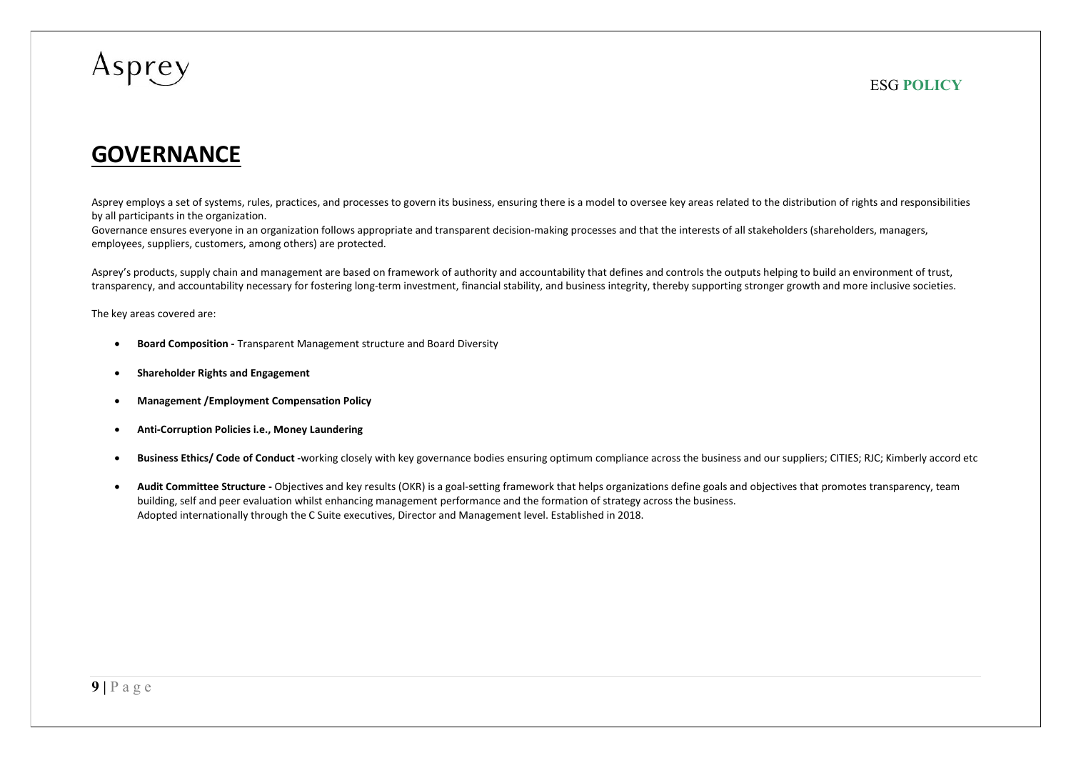# GOVERNANCE

Asprey employs a set of systems, rules, practices, and processes to govern its business, ensuring there is a model to oversee key areas related to the distribution of rights and responsibilities by all participants in the organization.
Governance ensures everyone in an organization follows appropriate and transparent decision-making processes and that the interests of all stakeholders (shareholders, managers, employees, suppliers, customers, among others) are protected.

Asprey's products, supply chain and management are based on framework of authority and accountability that defines and controls the outputs helping to build an environment of trust, transparency, and accountability necessary for fostering long-term investment, financial stability, and business integrity, thereby supporting stronger growth and more inclusive societies.

The key areas covered are:

- **Board Composition -** Transparent Management structure and Board Diversity
- **Shareholder Rights and Engagement**
- **Management /Employment Compensation Policy**
- **Anti-Corruption Policies i.e., Money Laundering**
- **Business Ethics/ Code of Conduct -**working closely with key governance bodies ensuring optimum compliance across the business and our suppliers; CITIES; RJC; Kimberly accord etc
- **Audit Committee Structure -** Objectives and key results (OKR) is a goal-setting framework that helps organizations define goals and objectives that promotes transparency, team building, self and peer evaluation whilst enhancing management performance and the formation of strategy across the business.
  Adopted internationally through the C Suite executives, Director and Management level. Established in 2018.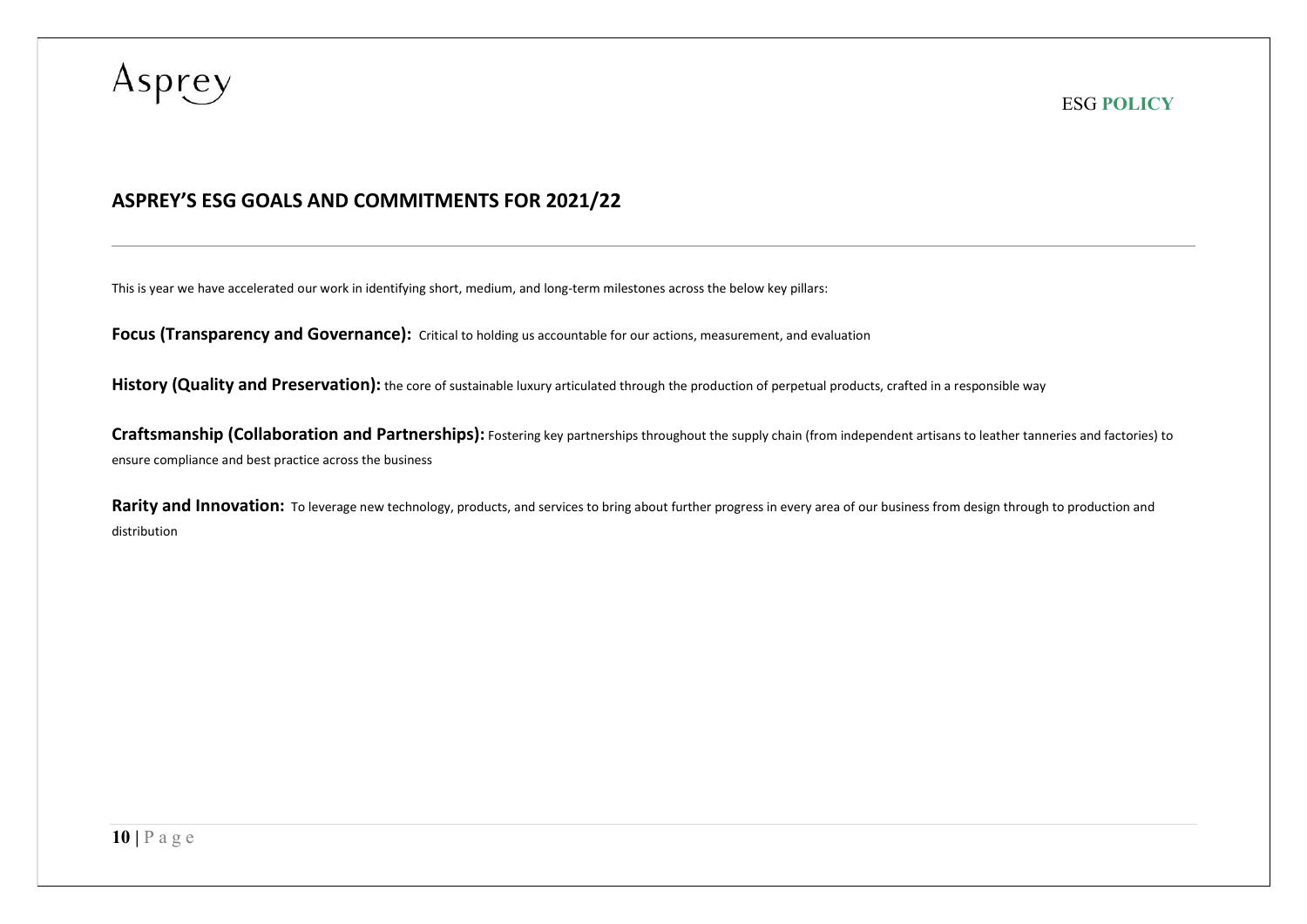## ASPREY'S ESG GOALS AND COMMITMENTS FOR 2021/22

This is year we have accelerated our work in identifying short, medium, and long-term milestones across the below key pillars:

**Focus (Transparency and Governance):** Critical to holding us accountable for our actions, measurement, and evaluation

**History (Quality and Preservation):** the core of sustainable luxury articulated through the production of perpetual products, crafted in a responsible way

**Craftsmanship (Collaboration and Partnerships):** Fostering key partnerships throughout the supply chain (from independent artisans to leather tanneries and factories) to ensure compliance and best practice across the business

**Rarity and Innovation:** To leverage new technology, products, and services to bring about further progress in every area of our business from design through to production and distribution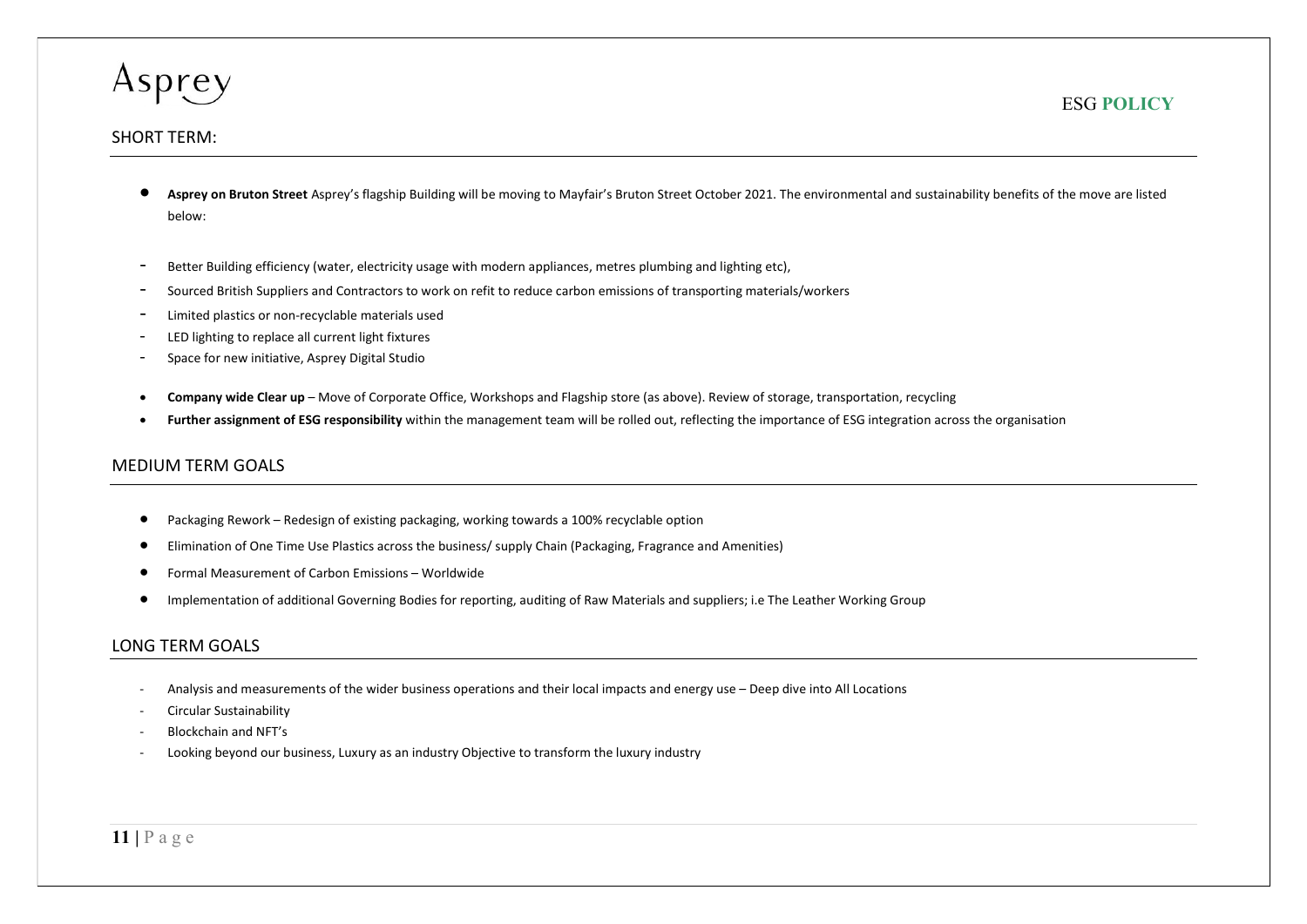## SHORT TERM:

- **Asprey on Bruton Street** Asprey's flagship Building will be moving to Mayfair's Bruton Street October 2021. The environmental and sustainability benefits of the move are listed below:

  - Better Building efficiency (water, electricity usage with modern appliances, metres plumbing and lighting etc),
  - Sourced British Suppliers and Contractors to work on refit to reduce carbon emissions of transporting materials/workers
  - Limited plastics or non-recyclable materials used
  - LED lighting to replace all current light fixtures
  - Space for new initiative, Asprey Digital Studio

- **Company wide Clear up** – Move of Corporate Office, Workshops and Flagship store (as above). Review of storage, transportation, recycling
- **Further assignment of ESG responsibility** within the management team will be rolled out, reflecting the importance of ESG integration across the organisation

## MEDIUM TERM GOALS

- Packaging Rework – Redesign of existing packaging, working towards a 100% recyclable option
- Elimination of One Time Use Plastics across the business/ supply Chain (Packaging, Fragrance and Amenities)
- Formal Measurement of Carbon Emissions – Worldwide
- Implementation of additional Governing Bodies for reporting, auditing of Raw Materials and suppliers; i.e The Leather Working Group

## LONG TERM GOALS

- Analysis and measurements of the wider business operations and their local impacts and energy use – Deep dive into All Locations
- Circular Sustainability
- Blockchain and NFT's
- Looking beyond our business, Luxury as an industry Objective to transform the luxury industry